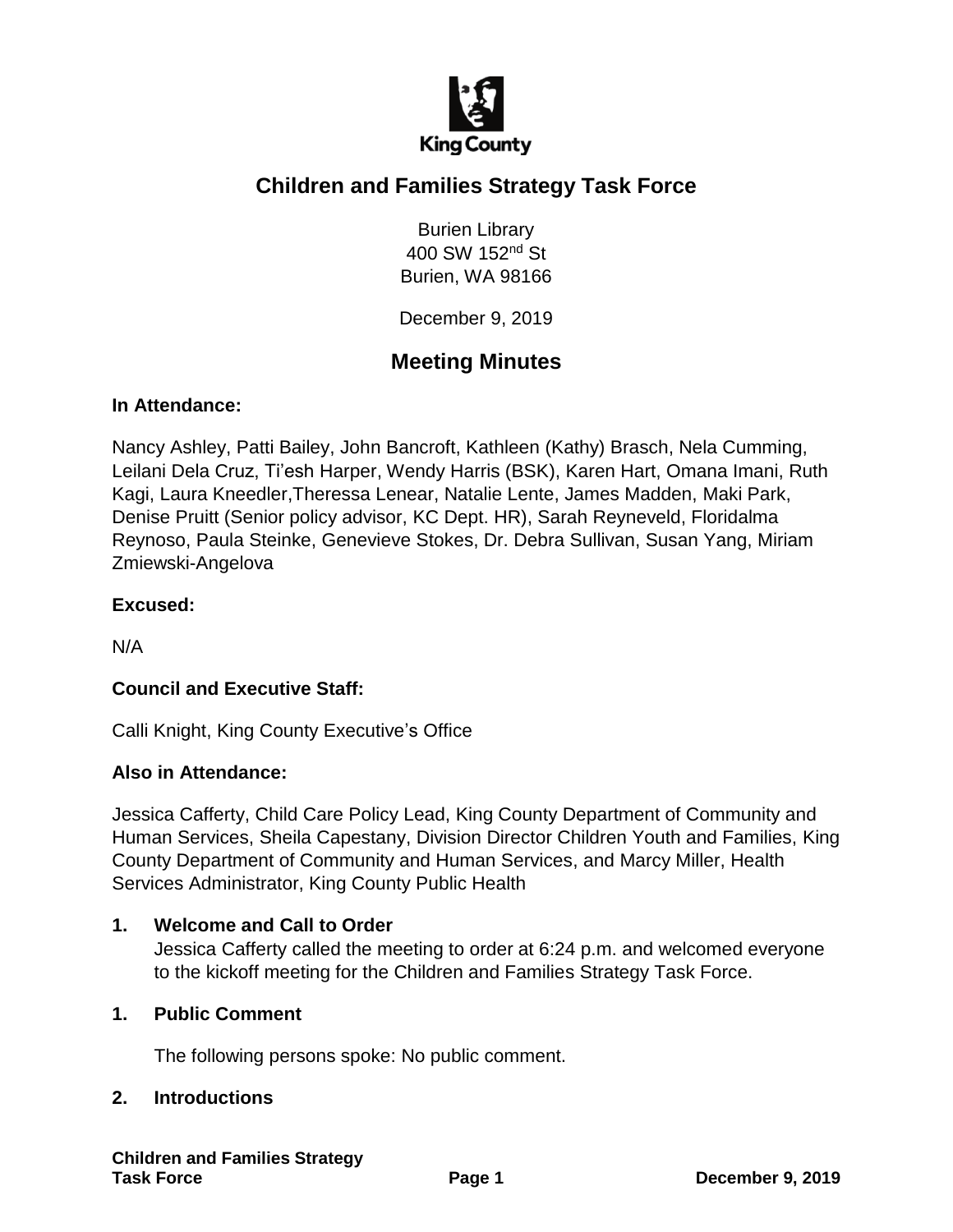King County

# Children and Families Strategy Task Force

Burien Library
400 SW 152nd St
Burien, WA 98166

December 9, 2019

## Meeting Minutes

**In Attendance:**

Nancy Ashley, Patti Bailey, John Bancroft, Kathleen (Kathy) Brasch, Nela Cumming, Leilani Dela Cruz, Ti'esh Harper, Wendy Harris (BSK), Karen Hart, Omana Imani, Ruth Kagi, Laura Kneedler,Theressa Lenear, Natalie Lente, James Madden, Maki Park, Denise Pruitt (Senior policy advisor, KC Dept. HR), Sarah Reyneveld, Floridalma Reynoso, Paula Steinke, Genevieve Stokes, Dr. Debra Sullivan, Susan Yang, Miriam Zmiewski-Angelova

**Excused:**

N/A

**Council and Executive Staff:**

Calli Knight, King County Executive's Office

**Also in Attendance:**

Jessica Cafferty, Child Care Policy Lead, King County Department of Community and Human Services, Sheila Capestany, Division Director Children Youth and Families, King County Department of Community and Human Services, and Marcy Miller, Health Services Administrator, King County Public Health

**1. Welcome and Call to Order**

Jessica Cafferty called the meeting to order at 6:24 p.m. and welcomed everyone to the kickoff meeting for the Children and Families Strategy Task Force.

**1. Public Comment**

The following persons spoke: No public comment.

**2. Introductions**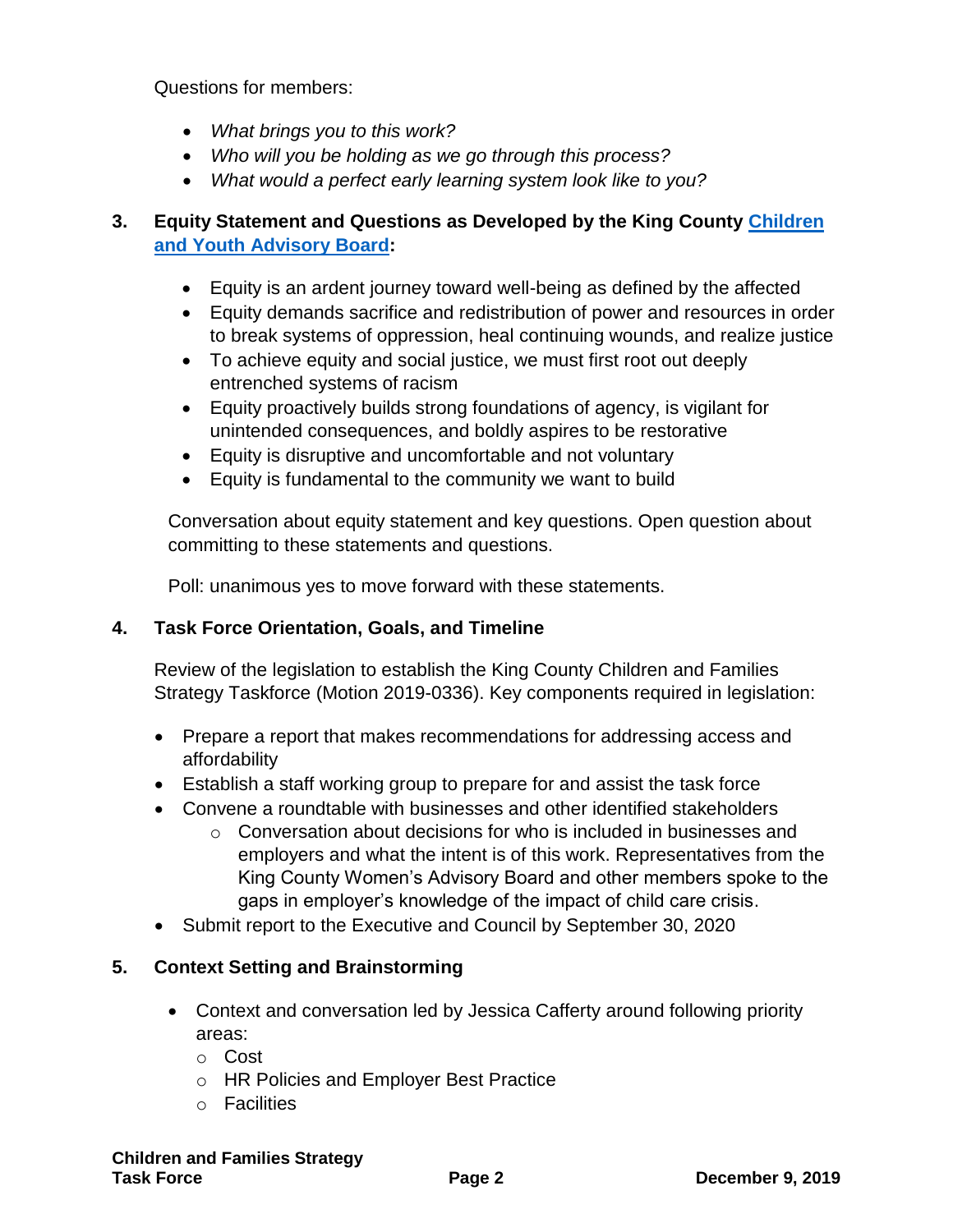Questions for members:

- *What brings you to this work?*
- *Who will you be holding as we go through this process?*
- *What would a perfect early learning system look like to you?*

### 3. Equity Statement and Questions as Developed by the King County Children and Youth Advisory Board:

- Equity is an ardent journey toward well-being as defined by the affected
- Equity demands sacrifice and redistribution of power and resources in order to break systems of oppression, heal continuing wounds, and realize justice
- To achieve equity and social justice, we must first root out deeply entrenched systems of racism
- Equity proactively builds strong foundations of agency, is vigilant for unintended consequences, and boldly aspires to be restorative
- Equity is disruptive and uncomfortable and not voluntary
- Equity is fundamental to the community we want to build

Conversation about equity statement and key questions. Open question about committing to these statements and questions.

Poll: unanimous yes to move forward with these statements.

### 4. Task Force Orientation, Goals, and Timeline

Review of the legislation to establish the King County Children and Families Strategy Taskforce (Motion 2019-0336). Key components required in legislation:

- Prepare a report that makes recommendations for addressing access and affordability
- Establish a staff working group to prepare for and assist the task force
- Convene a roundtable with businesses and other identified stakeholders
  - Conversation about decisions for who is included in businesses and employers and what the intent is of this work. Representatives from the King County Women's Advisory Board and other members spoke to the gaps in employer's knowledge of the impact of child care crisis.
- Submit report to the Executive and Council by September 30, 2020

### 5. Context Setting and Brainstorming

- Context and conversation led by Jessica Cafferty around following priority areas:
  - Cost
  - HR Policies and Employer Best Practice
  - Facilities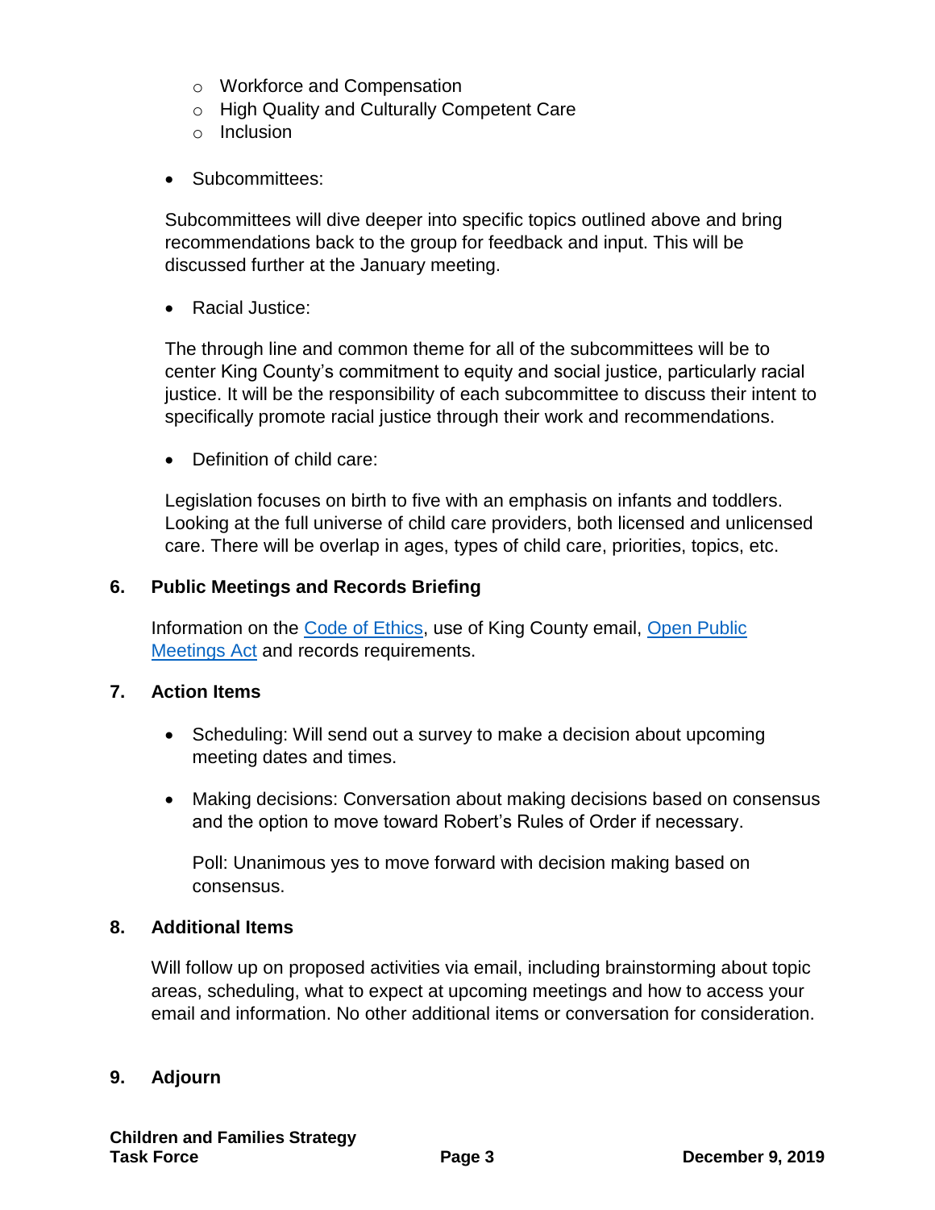- Workforce and Compensation
  - High Quality and Culturally Competent Care
  - Inclusion

- Subcommittees:

  Subcommittees will dive deeper into specific topics outlined above and bring recommendations back to the group for feedback and input. This will be discussed further at the January meeting.

- Racial Justice:

  The through line and common theme for all of the subcommittees will be to center King County's commitment to equity and social justice, particularly racial justice. It will be the responsibility of each subcommittee to discuss their intent to specifically promote racial justice through their work and recommendations.

- Definition of child care:

  Legislation focuses on birth to five with an emphasis on infants and toddlers. Looking at the full universe of child care providers, both licensed and unlicensed care. There will be overlap in ages, types of child care, priorities, topics, etc.

## 6. Public Meetings and Records Briefing

Information on the Code of Ethics, use of King County email, Open Public Meetings Act and records requirements.

## 7. Action Items

- Scheduling: Will send out a survey to make a decision about upcoming meeting dates and times.

- Making decisions: Conversation about making decisions based on consensus and the option to move toward Robert's Rules of Order if necessary.

  Poll: Unanimous yes to move forward with decision making based on consensus.

## 8. Additional Items

Will follow up on proposed activities via email, including brainstorming about topic areas, scheduling, what to expect at upcoming meetings and how to access your email and information. No other additional items or conversation for consideration.

## 9. Adjourn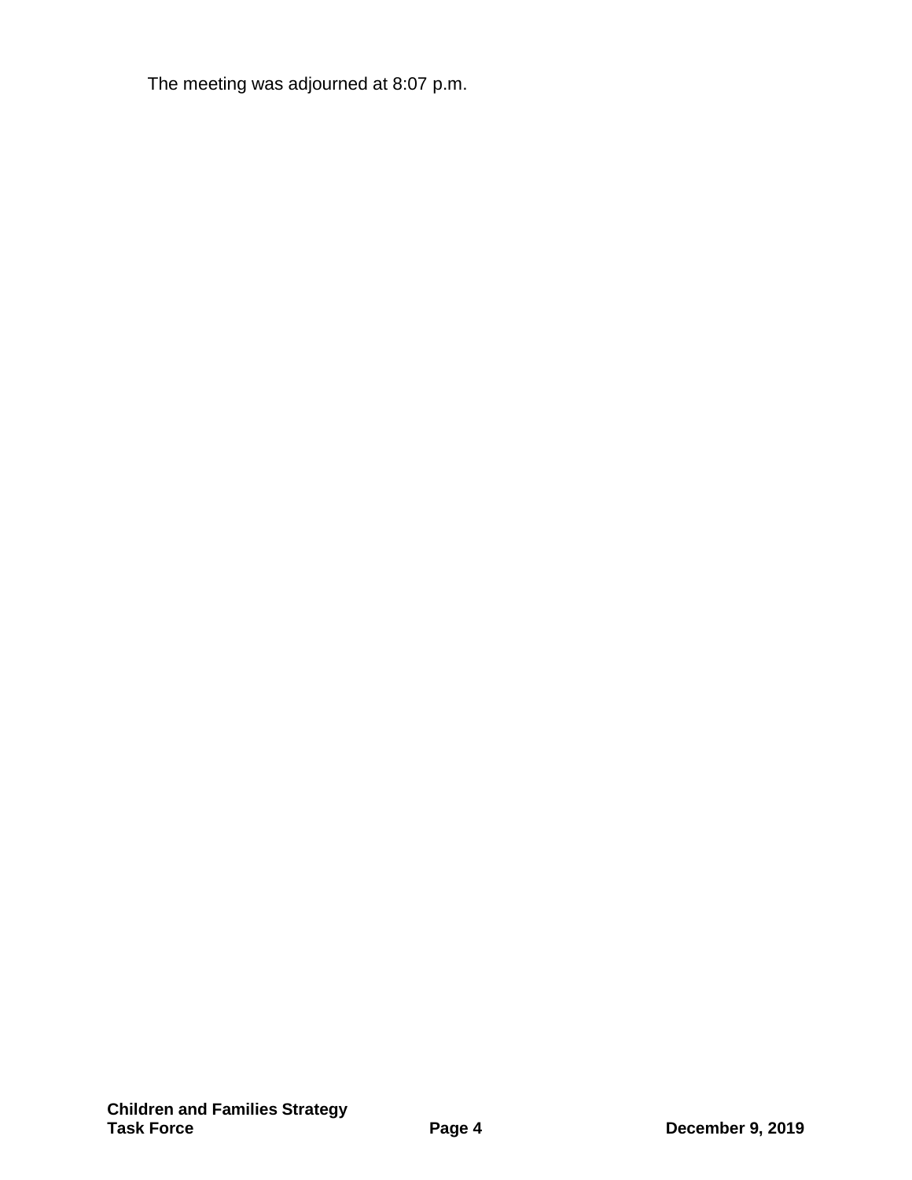The meeting was adjourned at 8:07 p.m.